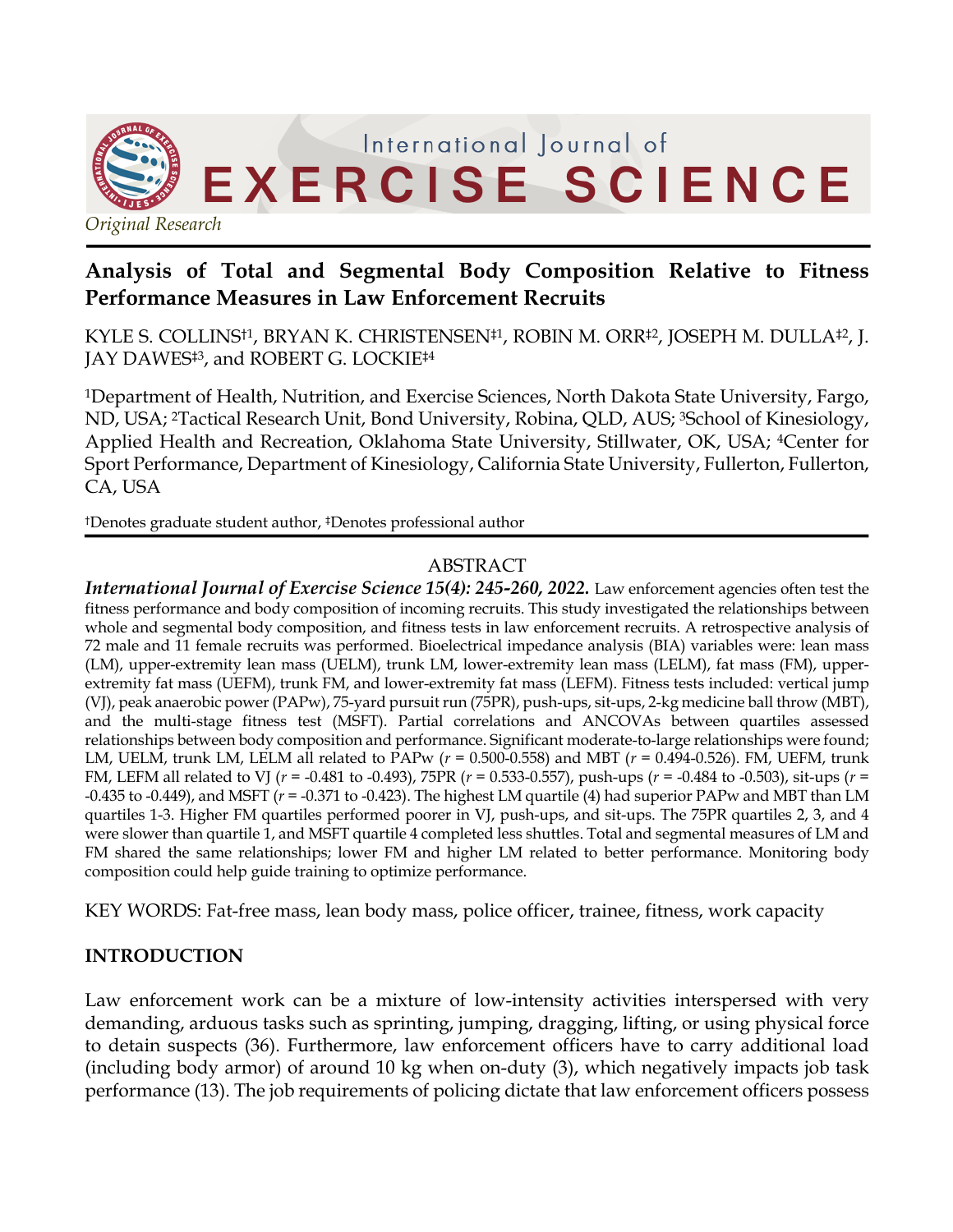International Journal of EXERCISE SCIENCE

*Original Research*

# Analysis of Total and Segmental Body Composition Relative to Fitness Performance Measures in Law Enforcement Recruits

KYLE S. COLLINS[†1], BRYAN K. CHRISTENSEN[‡1], ROBIN M. ORR[‡2], JOSEPH M. DULLA[‡2], J. JAY DAWES[‡3], and ROBERT G. LOCKIE[‡4]

[1]Department of Health, Nutrition, and Exercise Sciences, North Dakota State University, Fargo, ND, USA; [2]Tactical Research Unit, Bond University, Robina, QLD, AUS; [3]School of Kinesiology, Applied Health and Recreation, Oklahoma State University, Stillwater, OK, USA; [4]Center for Sport Performance, Department of Kinesiology, California State University, Fullerton, Fullerton, CA, USA

[†]Denotes graduate student author, [‡]Denotes professional author

## ABSTRACT

***International Journal of Exercise Science 15(4): 245-260, 2022.*** Law enforcement agencies often test the fitness performance and body composition of incoming recruits. This study investigated the relationships between whole and segmental body composition, and fitness tests in law enforcement recruits. A retrospective analysis of 72 male and 11 female recruits was performed. Bioelectrical impedance analysis (BIA) variables were: lean mass (LM), upper-extremity lean mass (UELM), trunk LM, lower-extremity lean mass (LELM), fat mass (FM), upper-extremity fat mass (UEFM), trunk FM, and lower-extremity fat mass (LEFM). Fitness tests included: vertical jump (VJ), peak anaerobic power (PAPw), 75-yard pursuit run (75PR), push-ups, sit-ups, 2-kg medicine ball throw (MBT), and the multi-stage fitness test (MSFT). Partial correlations and ANCOVAs between quartiles assessed relationships between body composition and performance. Significant moderate-to-large relationships were found; LM, UELM, trunk LM, LELM all related to PAPw ($r$ = 0.500-0.558) and MBT ($r$ = 0.494-0.526). FM, UEFM, trunk FM, LEFM all related to VJ ($r$ = -0.481 to -0.493), 75PR ($r$ = 0.533-0.557), push-ups ($r$ = -0.484 to -0.503), sit-ups ($r$ = -0.435 to -0.449), and MSFT ($r$ = -0.371 to -0.423). The highest LM quartile (4) had superior PAPw and MBT than LM quartiles 1-3. Higher FM quartiles performed poorer in VJ, push-ups, and sit-ups. The 75PR quartiles 2, 3, and 4 were slower than quartile 1, and MSFT quartile 4 completed less shuttles. Total and segmental measures of LM and FM shared the same relationships; lower FM and higher LM related to better performance. Monitoring body composition could help guide training to optimize performance.

KEY WORDS: Fat-free mass, lean body mass, police officer, trainee, fitness, work capacity

## INTRODUCTION

Law enforcement work can be a mixture of low-intensity activities interspersed with very demanding, arduous tasks such as sprinting, jumping, dragging, lifting, or using physical force to detain suspects (36). Furthermore, law enforcement officers have to carry additional load (including body armor) of around 10 kg when on-duty (3), which negatively impacts job task performance (13). The job requirements of policing dictate that law enforcement officers possess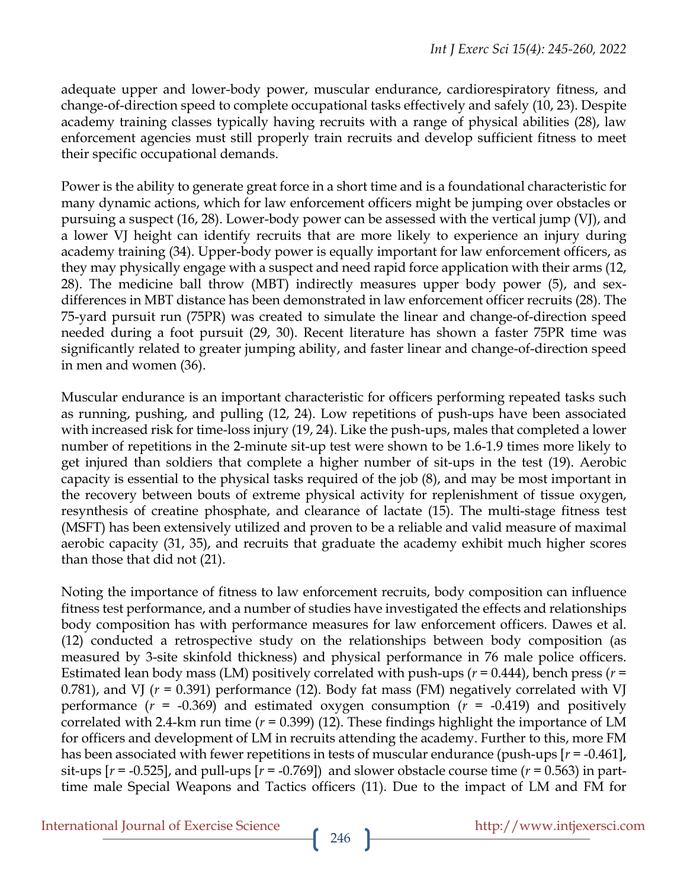adequate upper and lower-body power, muscular endurance, cardiorespiratory fitness, and change-of-direction speed to complete occupational tasks effectively and safely (10, 23). Despite academy training classes typically having recruits with a range of physical abilities (28), law enforcement agencies must still properly train recruits and develop sufficient fitness to meet their specific occupational demands.

Power is the ability to generate great force in a short time and is a foundational characteristic for many dynamic actions, which for law enforcement officers might be jumping over obstacles or pursuing a suspect (16, 28). Lower-body power can be assessed with the vertical jump (VJ), and a lower VJ height can identify recruits that are more likely to experience an injury during academy training (34). Upper-body power is equally important for law enforcement officers, as they may physically engage with a suspect and need rapid force application with their arms (12, 28). The medicine ball throw (MBT) indirectly measures upper body power (5), and sex-differences in MBT distance has been demonstrated in law enforcement officer recruits (28). The 75-yard pursuit run (75PR) was created to simulate the linear and change-of-direction speed needed during a foot pursuit (29, 30). Recent literature has shown a faster 75PR time was significantly related to greater jumping ability, and faster linear and change-of-direction speed in men and women (36).

Muscular endurance is an important characteristic for officers performing repeated tasks such as running, pushing, and pulling (12, 24). Low repetitions of push-ups have been associated with increased risk for time-loss injury (19, 24). Like the push-ups, males that completed a lower number of repetitions in the 2-minute sit-up test were shown to be 1.6-1.9 times more likely to get injured than soldiers that complete a higher number of sit-ups in the test (19). Aerobic capacity is essential to the physical tasks required of the job (8), and may be most important in the recovery between bouts of extreme physical activity for replenishment of tissue oxygen, resynthesis of creatine phosphate, and clearance of lactate (15). The multi-stage fitness test (MSFT) has been extensively utilized and proven to be a reliable and valid measure of maximal aerobic capacity (31, 35), and recruits that graduate the academy exhibit much higher scores than those that did not (21).

Noting the importance of fitness to law enforcement recruits, body composition can influence fitness test performance, and a number of studies have investigated the effects and relationships body composition has with performance measures for law enforcement officers. Dawes et al. (12) conducted a retrospective study on the relationships between body composition (as measured by 3-site skinfold thickness) and physical performance in 76 male police officers. Estimated lean body mass (LM) positively correlated with push-ups ($r$ = 0.444), bench press ($r$ = 0.781), and VJ ($r$ = 0.391) performance (12). Body fat mass (FM) negatively correlated with VJ performance ($r$ = -0.369) and estimated oxygen consumption ($r$ = -0.419) and positively correlated with 2.4-km run time ($r$ = 0.399) (12). These findings highlight the importance of LM for officers and development of LM in recruits attending the academy. Further to this, more FM has been associated with fewer repetitions in tests of muscular endurance (push-ups [$r$ = -0.461], sit-ups [$r$ = -0.525], and pull-ups [$r$ = -0.769]) and slower obstacle course time ($r$ = 0.563) in part-time male Special Weapons and Tactics officers (11). Due to the impact of LM and FM for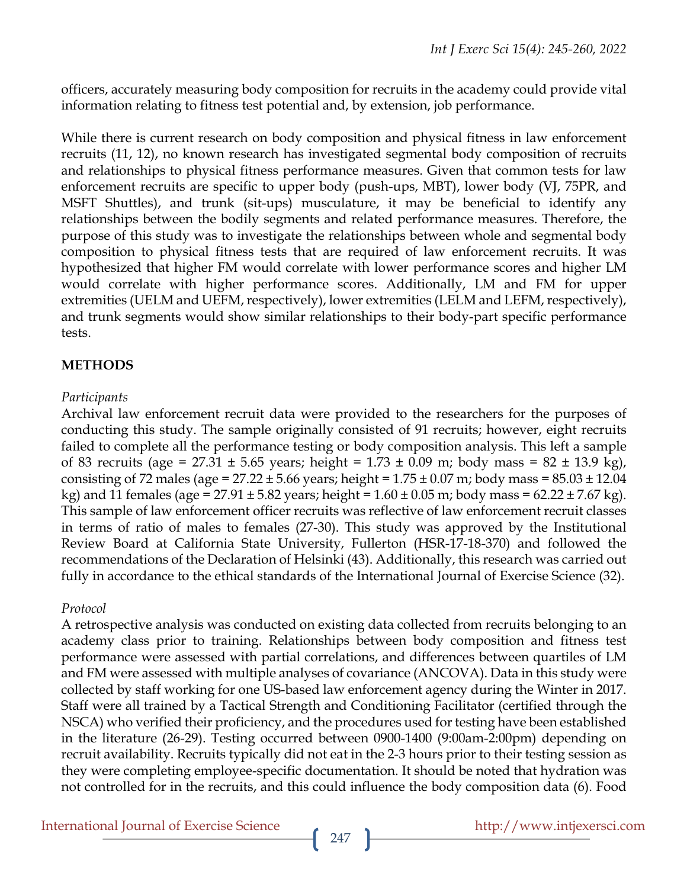officers, accurately measuring body composition for recruits in the academy could provide vital information relating to fitness test potential and, by extension, job performance.

While there is current research on body composition and physical fitness in law enforcement recruits (11, 12), no known research has investigated segmental body composition of recruits and relationships to physical fitness performance measures. Given that common tests for law enforcement recruits are specific to upper body (push-ups, MBT), lower body (VJ, 75PR, and MSFT Shuttles), and trunk (sit-ups) musculature, it may be beneficial to identify any relationships between the bodily segments and related performance measures. Therefore, the purpose of this study was to investigate the relationships between whole and segmental body composition to physical fitness tests that are required of law enforcement recruits. It was hypothesized that higher FM would correlate with lower performance scores and higher LM would correlate with higher performance scores. Additionally, LM and FM for upper extremities (UELM and UEFM, respectively), lower extremities (LELM and LEFM, respectively), and trunk segments would show similar relationships to their body-part specific performance tests.

## METHODS

### *Participants*

Archival law enforcement recruit data were provided to the researchers for the purposes of conducting this study. The sample originally consisted of 91 recruits; however, eight recruits failed to complete all the performance testing or body composition analysis. This left a sample of 83 recruits (age = 27.31 ± 5.65 years; height = 1.73 ± 0.09 m; body mass = 82 ± 13.9 kg), consisting of 72 males (age = 27.22 ± 5.66 years; height = 1.75 ± 0.07 m; body mass = 85.03 ± 12.04 kg) and 11 females (age = 27.91 ± 5.82 years; height = 1.60 ± 0.05 m; body mass = 62.22 ± 7.67 kg). This sample of law enforcement officer recruits was reflective of law enforcement recruit classes in terms of ratio of males to females (27-30). This study was approved by the Institutional Review Board at California State University, Fullerton (HSR-17-18-370) and followed the recommendations of the Declaration of Helsinki (43). Additionally, this research was carried out fully in accordance to the ethical standards of the International Journal of Exercise Science (32).

### *Protocol*

A retrospective analysis was conducted on existing data collected from recruits belonging to an academy class prior to training. Relationships between body composition and fitness test performance were assessed with partial correlations, and differences between quartiles of LM and FM were assessed with multiple analyses of covariance (ANCOVA). Data in this study were collected by staff working for one US-based law enforcement agency during the Winter in 2017. Staff were all trained by a Tactical Strength and Conditioning Facilitator (certified through the NSCA) who verified their proficiency, and the procedures used for testing have been established in the literature (26-29). Testing occurred between 0900-1400 (9:00am-2:00pm) depending on recruit availability. Recruits typically did not eat in the 2-3 hours prior to their testing session as they were completing employee-specific documentation. It should be noted that hydration was not controlled for in the recruits, and this could influence the body composition data (6). Food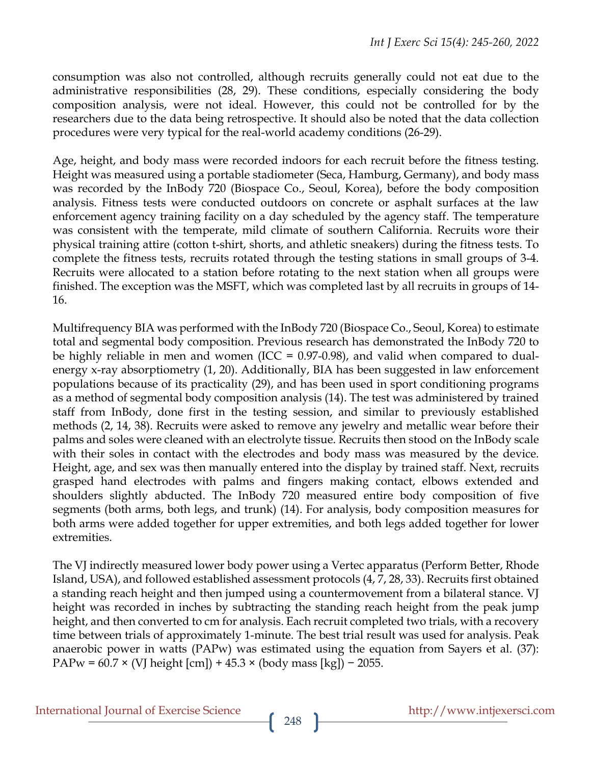consumption was also not controlled, although recruits generally could not eat due to the administrative responsibilities (28, 29). These conditions, especially considering the body composition analysis, were not ideal. However, this could not be controlled for by the researchers due to the data being retrospective. It should also be noted that the data collection procedures were very typical for the real-world academy conditions (26-29).

Age, height, and body mass were recorded indoors for each recruit before the fitness testing. Height was measured using a portable stadiometer (Seca, Hamburg, Germany), and body mass was recorded by the InBody 720 (Biospace Co., Seoul, Korea), before the body composition analysis. Fitness tests were conducted outdoors on concrete or asphalt surfaces at the law enforcement agency training facility on a day scheduled by the agency staff. The temperature was consistent with the temperate, mild climate of southern California. Recruits wore their physical training attire (cotton t-shirt, shorts, and athletic sneakers) during the fitness tests. To complete the fitness tests, recruits rotated through the testing stations in small groups of 3-4. Recruits were allocated to a station before rotating to the next station when all groups were finished. The exception was the MSFT, which was completed last by all recruits in groups of 14-16.

Multifrequency BIA was performed with the InBody 720 (Biospace Co., Seoul, Korea) to estimate total and segmental body composition. Previous research has demonstrated the InBody 720 to be highly reliable in men and women (ICC = 0.97-0.98), and valid when compared to dual-energy x-ray absorptiometry (1, 20). Additionally, BIA has been suggested in law enforcement populations because of its practicality (29), and has been used in sport conditioning programs as a method of segmental body composition analysis (14). The test was administered by trained staff from InBody, done first in the testing session, and similar to previously established methods (2, 14, 38). Recruits were asked to remove any jewelry and metallic wear before their palms and soles were cleaned with an electrolyte tissue. Recruits then stood on the InBody scale with their soles in contact with the electrodes and body mass was measured by the device. Height, age, and sex was then manually entered into the display by trained staff. Next, recruits grasped hand electrodes with palms and fingers making contact, elbows extended and shoulders slightly abducted. The InBody 720 measured entire body composition of five segments (both arms, both legs, and trunk) (14). For analysis, body composition measures for both arms were added together for upper extremities, and both legs added together for lower extremities.

The VJ indirectly measured lower body power using a Vertec apparatus (Perform Better, Rhode Island, USA), and followed established assessment protocols (4, 7, 28, 33). Recruits first obtained a standing reach height and then jumped using a countermovement from a bilateral stance. VJ height was recorded in inches by subtracting the standing reach height from the peak jump height, and then converted to cm for analysis. Each recruit completed two trials, with a recovery time between trials of approximately 1-minute. The best trial result was used for analysis. Peak anaerobic power in watts (PAPw) was estimated using the equation from Sayers et al. (37): $\text{PAPw} = 60.7 \times (\text{VJ height [cm]}) + 45.3 \times (\text{body mass [kg]}) - 2055$.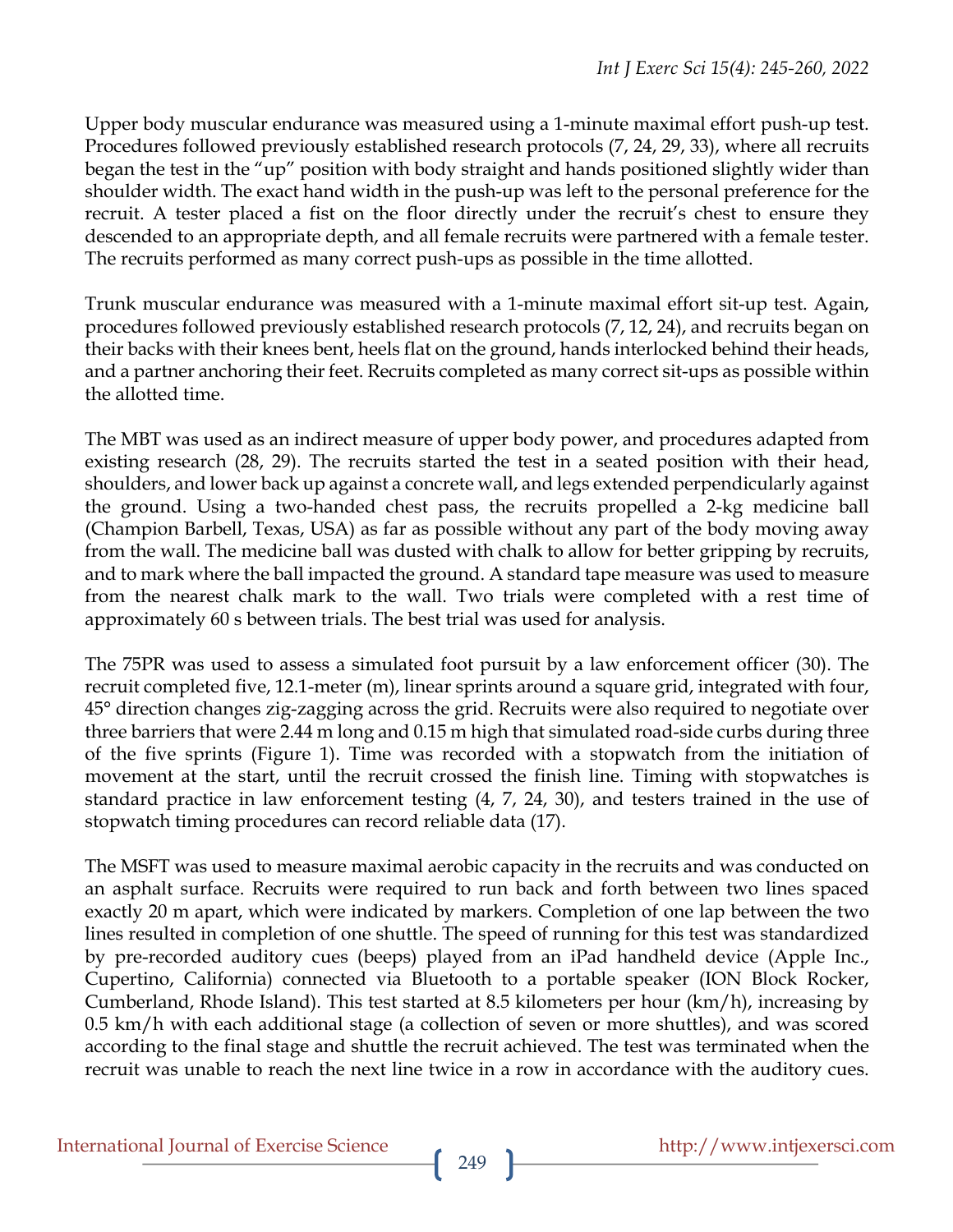Upper body muscular endurance was measured using a 1-minute maximal effort push-up test. Procedures followed previously established research protocols (7, 24, 29, 33), where all recruits began the test in the "up" position with body straight and hands positioned slightly wider than shoulder width. The exact hand width in the push-up was left to the personal preference for the recruit. A tester placed a fist on the floor directly under the recruit's chest to ensure they descended to an appropriate depth, and all female recruits were partnered with a female tester. The recruits performed as many correct push-ups as possible in the time allotted.

Trunk muscular endurance was measured with a 1-minute maximal effort sit-up test. Again, procedures followed previously established research protocols (7, 12, 24), and recruits began on their backs with their knees bent, heels flat on the ground, hands interlocked behind their heads, and a partner anchoring their feet. Recruits completed as many correct sit-ups as possible within the allotted time.

The MBT was used as an indirect measure of upper body power, and procedures adapted from existing research (28, 29). The recruits started the test in a seated position with their head, shoulders, and lower back up against a concrete wall, and legs extended perpendicularly against the ground. Using a two-handed chest pass, the recruits propelled a 2-kg medicine ball (Champion Barbell, Texas, USA) as far as possible without any part of the body moving away from the wall. The medicine ball was dusted with chalk to allow for better gripping by recruits, and to mark where the ball impacted the ground. A standard tape measure was used to measure from the nearest chalk mark to the wall. Two trials were completed with a rest time of approximately 60 s between trials. The best trial was used for analysis.

The 75PR was used to assess a simulated foot pursuit by a law enforcement officer (30). The recruit completed five, 12.1-meter (m), linear sprints around a square grid, integrated with four, 45° direction changes zig-zagging across the grid. Recruits were also required to negotiate over three barriers that were 2.44 m long and 0.15 m high that simulated road-side curbs during three of the five sprints (Figure 1). Time was recorded with a stopwatch from the initiation of movement at the start, until the recruit crossed the finish line. Timing with stopwatches is standard practice in law enforcement testing (4, 7, 24, 30), and testers trained in the use of stopwatch timing procedures can record reliable data (17).

The MSFT was used to measure maximal aerobic capacity in the recruits and was conducted on an asphalt surface. Recruits were required to run back and forth between two lines spaced exactly 20 m apart, which were indicated by markers. Completion of one lap between the two lines resulted in completion of one shuttle. The speed of running for this test was standardized by pre-recorded auditory cues (beeps) played from an iPad handheld device (Apple Inc., Cupertino, California) connected via Bluetooth to a portable speaker (ION Block Rocker, Cumberland, Rhode Island). This test started at 8.5 kilometers per hour (km/h), increasing by 0.5 km/h with each additional stage (a collection of seven or more shuttles), and was scored according to the final stage and shuttle the recruit achieved. The test was terminated when the recruit was unable to reach the next line twice in a row in accordance with the auditory cues.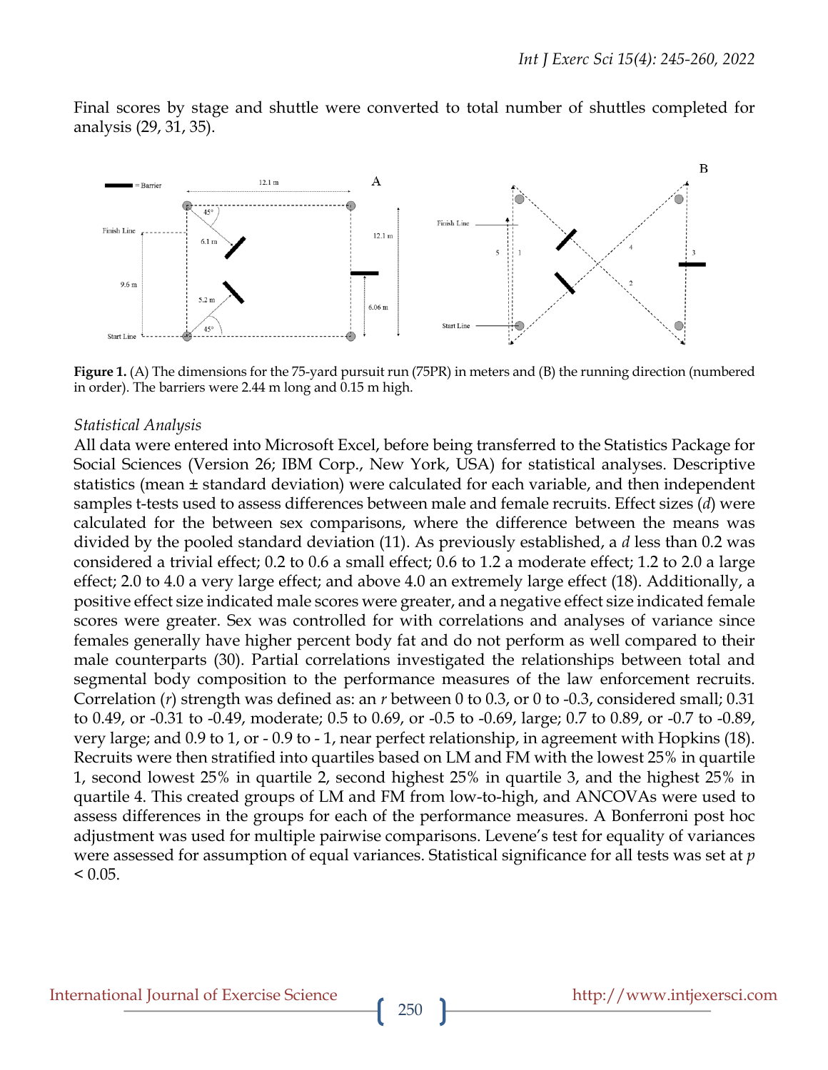Final scores by stage and shuttle were converted to total number of shuttles completed for analysis (29, 31, 35).

**Figure 1.** (A) The dimensions for the 75-yard pursuit run (75PR) in meters and (B) the running direction (numbered in order). The barriers were 2.44 m long and 0.15 m high.

### *Statistical Analysis*

All data were entered into Microsoft Excel, before being transferred to the Statistics Package for Social Sciences (Version 26; IBM Corp., New York, USA) for statistical analyses. Descriptive statistics (mean ± standard deviation) were calculated for each variable, and then independent samples t-tests used to assess differences between male and female recruits. Effect sizes ($d$) were calculated for the between sex comparisons, where the difference between the means was divided by the pooled standard deviation (11). As previously established, a $d$ less than 0.2 was considered a trivial effect; 0.2 to 0.6 a small effect; 0.6 to 1.2 a moderate effect; 1.2 to 2.0 a large effect; 2.0 to 4.0 a very large effect; and above 4.0 an extremely large effect (18). Additionally, a positive effect size indicated male scores were greater, and a negative effect size indicated female scores were greater. Sex was controlled for with correlations and analyses of variance since females generally have higher percent body fat and do not perform as well compared to their male counterparts (30). Partial correlations investigated the relationships between total and segmental body composition to the performance measures of the law enforcement recruits. Correlation ($r$) strength was defined as: an $r$ between 0 to 0.3, or 0 to -0.3, considered small; 0.31 to 0.49, or -0.31 to -0.49, moderate; 0.5 to 0.69, or -0.5 to -0.69, large; 0.7 to 0.89, or -0.7 to -0.89, very large; and 0.9 to 1, or - 0.9 to - 1, near perfect relationship, in agreement with Hopkins (18). Recruits were then stratified into quartiles based on LM and FM with the lowest 25% in quartile 1, second lowest 25% in quartile 2, second highest 25% in quartile 3, and the highest 25% in quartile 4. This created groups of LM and FM from low-to-high, and ANCOVAs were used to assess differences in the groups for each of the performance measures. A Bonferroni post hoc adjustment was used for multiple pairwise comparisons. Levene's test for equality of variances were assessed for assumption of equal variances. Statistical significance for all tests was set at $p < 0.05$.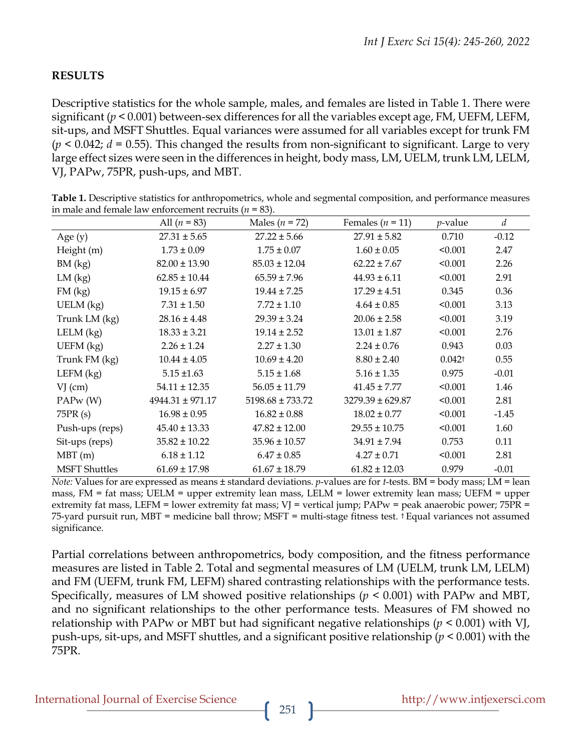## RESULTS

Descriptive statistics for the whole sample, males, and females are listed in Table 1. There were significant ($p < 0.001$) between-sex differences for all the variables except age, FM, UEFM, LEFM, sit-ups, and MSFT Shuttles. Equal variances were assumed for all variables except for trunk FM ($p < 0.042$; $d = 0.55$). This changed the results from non-significant to significant. Large to very large effect sizes were seen in the differences in height, body mass, LM, UELM, trunk LM, LELM, VJ, PAPw, 75PR, push-ups, and MBT.

**Table 1.** Descriptive statistics for anthropometrics, whole and segmental composition, and performance measures in male and female law enforcement recruits ($n = 83$).

| | All ($n = 83$) | Males ($n = 72$) | Females ($n = 11$) | $p$-value | $d$ |
|---|---|---|---|---|---|
| Age (y) | 27.31 ± 5.65 | 27.22 ± 5.66 | 27.91 ± 5.82 | 0.710 | -0.12 |
| Height (m) | 1.73 ± 0.09 | 1.75 ± 0.07 | 1.60 ± 0.05 | <0.001 | 2.47 |
| BM (kg) | 82.00 ± 13.90 | 85.03 ± 12.04 | 62.22 ± 7.67 | <0.001 | 2.26 |
| LM (kg) | 62.85 ± 10.44 | 65.59 ± 7.96 | 44.93 ± 6.11 | <0.001 | 2.91 |
| FM (kg) | 19.15 ± 6.97 | 19.44 ± 7.25 | 17.29 ± 4.51 | 0.345 | 0.36 |
| UELM (kg) | 7.31 ± 1.50 | 7.72 ± 1.10 | 4.64 ± 0.85 | <0.001 | 3.13 |
| Trunk LM (kg) | 28.16 ± 4.48 | 29.39 ± 3.24 | 20.06 ± 2.58 | <0.001 | 3.19 |
| LELM (kg) | 18.33 ± 3.21 | 19.14 ± 2.52 | 13.01 ± 1.87 | <0.001 | 2.76 |
| UEFM (kg) | 2.26 ± 1.24 | 2.27 ± 1.30 | 2.24 ± 0.76 | 0.943 | 0.03 |
| Trunk FM (kg) | 10.44 ± 4.05 | 10.69 ± 4.20 | 8.80 ± 2.40 | 0.042† | 0.55 |
| LEFM (kg) | 5.15 ±1.63 | 5.15 ± 1.68 | 5.16 ± 1.35 | 0.975 | -0.01 |
| VJ (cm) | 54.11 ± 12.35 | 56.05 ± 11.79 | 41.45 ± 7.77 | <0.001 | 1.46 |
| PAPw (W) | 4944.31 ± 971.17 | 5198.68 ± 733.72 | 3279.39 ± 629.87 | <0.001 | 2.81 |
| 75PR (s) | 16.98 ± 0.95 | 16.82 ± 0.88 | 18.02 ± 0.77 | <0.001 | -1.45 |
| Push-ups (reps) | 45.40 ± 13.33 | 47.82 ± 12.00 | 29.55 ± 10.75 | <0.001 | 1.60 |
| Sit-ups (reps) | 35.82 ± 10.22 | 35.96 ± 10.57 | 34.91 ± 7.94 | 0.753 | 0.11 |
| MBT (m) | 6.18 ± 1.12 | 6.47 ± 0.85 | 4.27 ± 0.71 | <0.001 | 2.81 |
| MSFT Shuttles | 61.69 ± 17.98 | 61.67 ± 18.79 | 61.82 ± 12.03 | 0.979 | -0.01 |

*Note:* Values for are expressed as means ± standard deviations. $p$-values are for $t$-tests. BM = body mass; LM = lean mass, FM = fat mass; UELM = upper extremity lean mass, LELM = lower extremity lean mass; UEFM = upper extremity fat mass, LEFM = lower extremity fat mass; VJ = vertical jump; PAPw = peak anaerobic power; 75PR = 75-yard pursuit run, MBT = medicine ball throw; MSFT = multi-stage fitness test. † Equal variances not assumed significance.

Partial correlations between anthropometrics, body composition, and the fitness performance measures are listed in Table 2. Total and segmental measures of LM (UELM, trunk LM, LELM) and FM (UEFM, trunk FM, LEFM) shared contrasting relationships with the performance tests. Specifically, measures of LM showed positive relationships ($p < 0.001$) with PAPw and MBT, and no significant relationships to the other performance tests. Measures of FM showed no relationship with PAPw or MBT but had significant negative relationships ($p < 0.001$) with VJ, push-ups, sit-ups, and MSFT shuttles, and a significant positive relationship ($p < 0.001$) with the 75PR.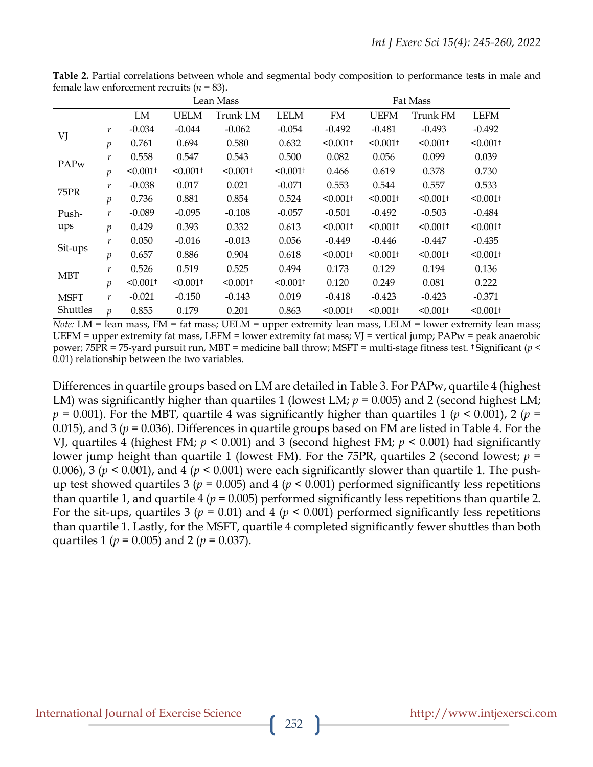**Table 2.** Partial correlations between whole and segmental body composition to performance tests in male and female law enforcement recruits ($n$ = 83).

| | | Lean Mass | | | | Fat Mass | | | |
|---|---|---|---|---|---|---|---|---|---|
| | | LM | UELM | Trunk LM | LELM | FM | UEFM | Trunk FM | LEFM |
| VJ | $r$ | -0.034 | -0.044 | -0.062 | -0.054 | -0.492 | -0.481 | -0.493 | -0.492 |
| | $p$ | 0.761 | 0.694 | 0.580 | 0.632 | <0.001† | <0.001† | <0.001† | <0.001† |
| PAPw | $r$ | 0.558 | 0.547 | 0.543 | 0.500 | 0.082 | 0.056 | 0.099 | 0.039 |
| | $p$ | <0.001† | <0.001† | <0.001† | <0.001† | 0.466 | 0.619 | 0.378 | 0.730 |
| 75PR | $r$ | -0.038 | 0.017 | 0.021 | -0.071 | 0.553 | 0.544 | 0.557 | 0.533 |
| | $p$ | 0.736 | 0.881 | 0.854 | 0.524 | <0.001† | <0.001† | <0.001† | <0.001† |
| Push-ups | $r$ | -0.089 | -0.095 | -0.108 | -0.057 | -0.501 | -0.492 | -0.503 | -0.484 |
| | $p$ | 0.429 | 0.393 | 0.332 | 0.613 | <0.001† | <0.001† | <0.001† | <0.001† |
| Sit-ups | $r$ | 0.050 | -0.016 | -0.013 | 0.056 | -0.449 | -0.446 | -0.447 | -0.435 |
| | $p$ | 0.657 | 0.886 | 0.904 | 0.618 | <0.001† | <0.001† | <0.001† | <0.001† |
| MBT | $r$ | 0.526 | 0.519 | 0.525 | 0.494 | 0.173 | 0.129 | 0.194 | 0.136 |
| | $p$ | <0.001† | <0.001† | <0.001† | <0.001† | 0.120 | 0.249 | 0.081 | 0.222 |
| MSFT Shuttles | $r$ | -0.021 | -0.150 | -0.143 | 0.019 | -0.418 | -0.423 | -0.423 | -0.371 |
| | $p$ | 0.855 | 0.179 | 0.201 | 0.863 | <0.001† | <0.001† | <0.001† | <0.001† |

*Note:* LM = lean mass, FM = fat mass; UELM = upper extremity lean mass, LELM = lower extremity lean mass; UEFM = upper extremity fat mass, LEFM = lower extremity fat mass; VJ = vertical jump; PAPw = peak anaerobic power; 75PR = 75-yard pursuit run, MBT = medicine ball throw; MSFT = multi-stage fitness test. † Significant ($p$ < 0.01) relationship between the two variables.

Differences in quartile groups based on LM are detailed in Table 3. For PAPw, quartile 4 (highest LM) was significantly higher than quartiles 1 (lowest LM; $p$ = 0.005) and 2 (second highest LM; $p$ = 0.001). For the MBT, quartile 4 was significantly higher than quartiles 1 ($p$ < 0.001), 2 ($p$ = 0.015), and 3 ($p$ = 0.036). Differences in quartile groups based on FM are listed in Table 4. For the VJ, quartiles 4 (highest FM; $p$ < 0.001) and 3 (second highest FM; $p$ < 0.001) had significantly lower jump height than quartile 1 (lowest FM). For the 75PR, quartiles 2 (second lowest; $p$ = 0.006), 3 ($p$ < 0.001), and 4 ($p$ < 0.001) were each significantly slower than quartile 1. The push-up test showed quartiles 3 ($p$ = 0.005) and 4 ($p$ < 0.001) performed significantly less repetitions than quartile 1, and quartile 4 ($p$ = 0.005) performed significantly less repetitions than quartile 2. For the sit-ups, quartiles 3 ($p$ = 0.01) and 4 ($p$ < 0.001) performed significantly less repetitions than quartile 1. Lastly, for the MSFT, quartile 4 completed significantly fewer shuttles than both quartiles 1 ($p$ = 0.005) and 2 ($p$ = 0.037).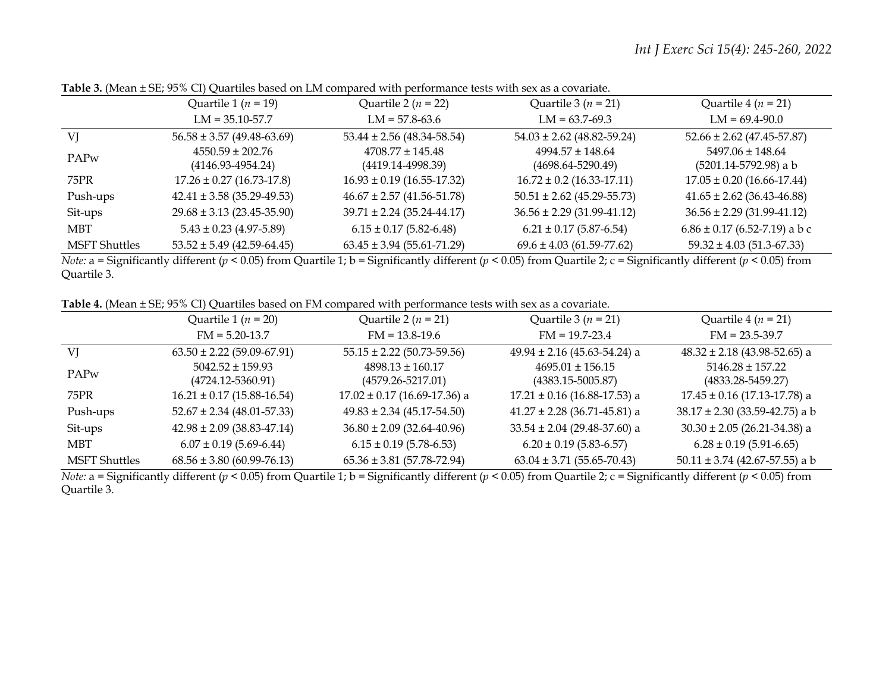**Table 3.** (Mean ± SE; 95% CI) Quartiles based on LM compared with performance tests with sex as a covariate.

| | Quartile 1 ($n$ = 19) LM = 35.10-57.7 | Quartile 2 ($n$ = 22) LM = 57.8-63.6 | Quartile 3 ($n$ = 21) LM = 63.7-69.3 | Quartile 4 ($n$ = 21) LM = 69.4-90.0 |
|---|---|---|---|---|
| VJ | 56.58 ± 3.57 (49.48-63.69) | 53.44 ± 2.56 (48.34-58.54) | 54.03 ± 2.62 (48.82-59.24) | 52.66 ± 2.62 (47.45-57.87) |
| PAPw | 4550.59 ± 202.76 (4146.93-4954.24) | 4708.77 ± 145.48 (4419.14-4998.39) | 4994.57 ± 148.64 (4698.64-5290.49) | 5497.06 ± 148.64 (5201.14-5792.98) a b |
| 75PR | 17.26 ± 0.27 (16.73-17.8) | 16.93 ± 0.19 (16.55-17.32) | 16.72 ± 0.2 (16.33-17.11) | 17.05 ± 0.20 (16.66-17.44) |
| Push-ups | 42.41 ± 3.58 (35.29-49.53) | 46.67 ± 2.57 (41.56-51.78) | 50.51 ± 2.62 (45.29-55.73) | 41.65 ± 2.62 (36.43-46.88) |
| Sit-ups | 29.68 ± 3.13 (23.45-35.90) | 39.71 ± 2.24 (35.24-44.17) | 36.56 ± 2.29 (31.99-41.12) | 36.56 ± 2.29 (31.99-41.12) |
| MBT | 5.43 ± 0.23 (4.97-5.89) | 6.15 ± 0.17 (5.82-6.48) | 6.21 ± 0.17 (5.87-6.54) | 6.86 ± 0.17 (6.52-7.19) a b c |
| MSFT Shuttles | 53.52 ± 5.49 (42.59-64.45) | 63.45 ± 3.94 (55.61-71.29) | 69.6 ± 4.03 (61.59-77.62) | 59.32 ± 4.03 (51.3-67.33) |

*Note:* a = Significantly different ($p < 0.05$) from Quartile 1; b = Significantly different ($p < 0.05$) from Quartile 2; c = Significantly different ($p < 0.05$) from Quartile 3.

**Table 4.** (Mean ± SE; 95% CI) Quartiles based on FM compared with performance tests with sex as a covariate.

| | Quartile 1 ($n$ = 20) FM = 5.20-13.7 | Quartile 2 ($n$ = 21) FM = 13.8-19.6 | Quartile 3 ($n$ = 21) FM = 19.7-23.4 | Quartile 4 ($n$ = 21) FM = 23.5-39.7 |
|---|---|---|---|---|
| VJ | 63.50 ± 2.22 (59.09-67.91) | 55.15 ± 2.22 (50.73-59.56) | 49.94 ± 2.16 (45.63-54.24) a | 48.32 ± 2.18 (43.98-52.65) a |
| PAPw | 5042.52 ± 159.93 (4724.12-5360.91) | 4898.13 ± 160.17 (4579.26-5217.01) | 4695.01 ± 156.15 (4383.15-5005.87) | 5146.28 ± 157.22 (4833.28-5459.27) |
| 75PR | 16.21 ± 0.17 (15.88-16.54) | 17.02 ± 0.17 (16.69-17.36) a | 17.21 ± 0.16 (16.88-17.53) a | 17.45 ± 0.16 (17.13-17.78) a |
| Push-ups | 52.67 ± 2.34 (48.01-57.33) | 49.83 ± 2.34 (45.17-54.50) | 41.27 ± 2.28 (36.71-45.81) a | 38.17 ± 2.30 (33.59-42.75) a b |
| Sit-ups | 42.98 ± 2.09 (38.83-47.14) | 36.80 ± 2.09 (32.64-40.96) | 33.54 ± 2.04 (29.48-37.60) a | 30.30 ± 2.05 (26.21-34.38) a |
| MBT | 6.07 ± 0.19 (5.69-6.44) | 6.15 ± 0.19 (5.78-6.53) | 6.20 ± 0.19 (5.83-6.57) | 6.28 ± 0.19 (5.91-6.65) |
| MSFT Shuttles | 68.56 ± 3.80 (60.99-76.13) | 65.36 ± 3.81 (57.78-72.94) | 63.04 ± 3.71 (55.65-70.43) | 50.11 ± 3.74 (42.67-57.55) a b |

*Note:* a = Significantly different ($p < 0.05$) from Quartile 1; b = Significantly different ($p < 0.05$) from Quartile 2; c = Significantly different ($p < 0.05$) from Quartile 3.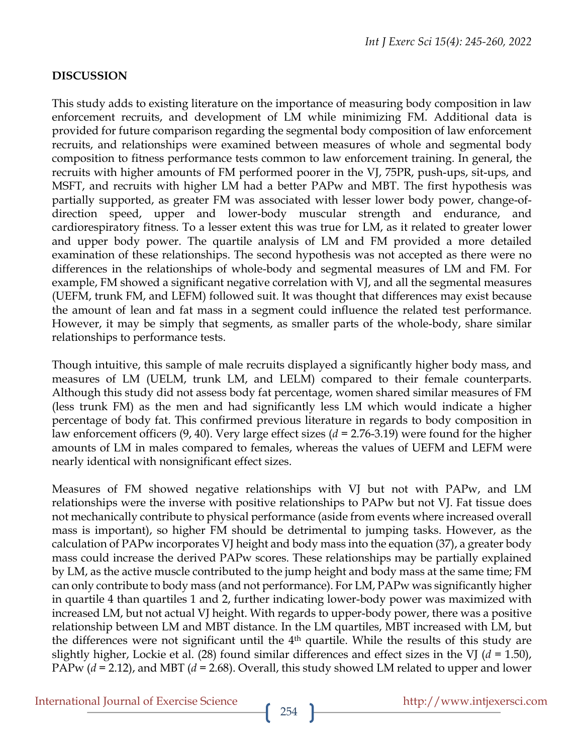## DISCUSSION

This study adds to existing literature on the importance of measuring body composition in law enforcement recruits, and development of LM while minimizing FM. Additional data is provided for future comparison regarding the segmental body composition of law enforcement recruits, and relationships were examined between measures of whole and segmental body composition to fitness performance tests common to law enforcement training. In general, the recruits with higher amounts of FM performed poorer in the VJ, 75PR, push-ups, sit-ups, and MSFT, and recruits with higher LM had a better PAPw and MBT. The first hypothesis was partially supported, as greater FM was associated with lesser lower body power, change-of-direction speed, upper and lower-body muscular strength and endurance, and cardiorespiratory fitness. To a lesser extent this was true for LM, as it related to greater lower and upper body power. The quartile analysis of LM and FM provided a more detailed examination of these relationships. The second hypothesis was not accepted as there were no differences in the relationships of whole-body and segmental measures of LM and FM. For example, FM showed a significant negative correlation with VJ, and all the segmental measures (UEFM, trunk FM, and LEFM) followed suit. It was thought that differences may exist because the amount of lean and fat mass in a segment could influence the related test performance. However, it may be simply that segments, as smaller parts of the whole-body, share similar relationships to performance tests.

Though intuitive, this sample of male recruits displayed a significantly higher body mass, and measures of LM (UELM, trunk LM, and LELM) compared to their female counterparts. Although this study did not assess body fat percentage, women shared similar measures of FM (less trunk FM) as the men and had significantly less LM which would indicate a higher percentage of body fat. This confirmed previous literature in regards to body composition in law enforcement officers (9, 40). Very large effect sizes ($d$ = 2.76-3.19) were found for the higher amounts of LM in males compared to females, whereas the values of UEFM and LEFM were nearly identical with nonsignificant effect sizes.

Measures of FM showed negative relationships with VJ but not with PAPw, and LM relationships were the inverse with positive relationships to PAPw but not VJ. Fat tissue does not mechanically contribute to physical performance (aside from events where increased overall mass is important), so higher FM should be detrimental to jumping tasks. However, as the calculation of PAPw incorporates VJ height and body mass into the equation (37), a greater body mass could increase the derived PAPw scores. These relationships may be partially explained by LM, as the active muscle contributed to the jump height and body mass at the same time; FM can only contribute to body mass (and not performance). For LM, PAPw was significantly higher in quartile 4 than quartiles 1 and 2, further indicating lower-body power was maximized with increased LM, but not actual VJ height. With regards to upper-body power, there was a positive relationship between LM and MBT distance. In the LM quartiles, MBT increased with LM, but the differences were not significant until the 4th quartile. While the results of this study are slightly higher, Lockie et al. (28) found similar differences and effect sizes in the VJ ($d$ = 1.50), PAPw ($d$ = 2.12), and MBT ($d$ = 2.68). Overall, this study showed LM related to upper and lower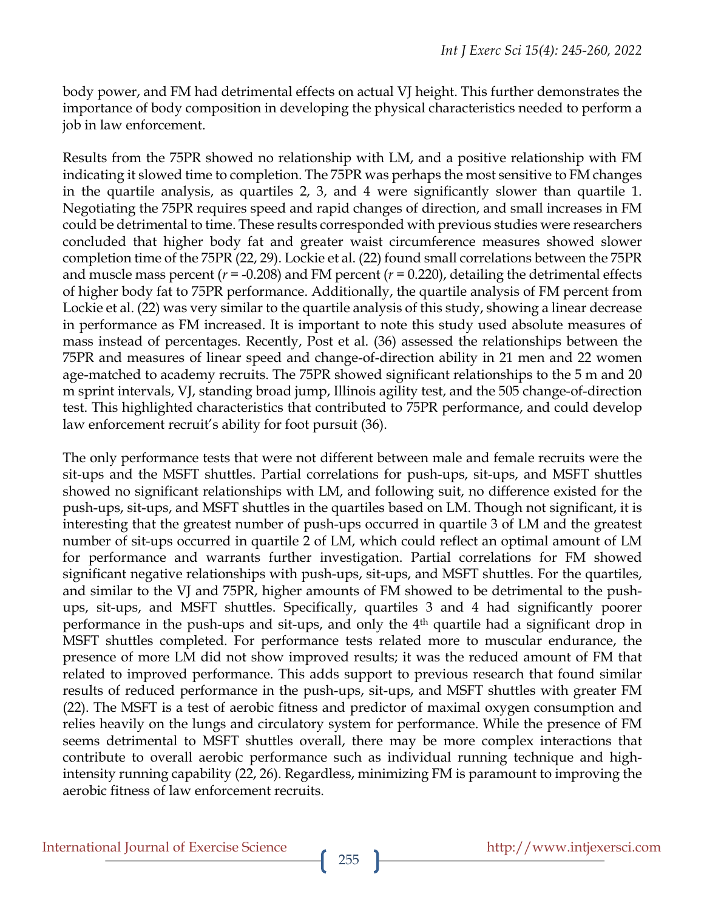body power, and FM had detrimental effects on actual VJ height. This further demonstrates the importance of body composition in developing the physical characteristics needed to perform a job in law enforcement.

Results from the 75PR showed no relationship with LM, and a positive relationship with FM indicating it slowed time to completion. The 75PR was perhaps the most sensitive to FM changes in the quartile analysis, as quartiles 2, 3, and 4 were significantly slower than quartile 1. Negotiating the 75PR requires speed and rapid changes of direction, and small increases in FM could be detrimental to time. These results corresponded with previous studies were researchers concluded that higher body fat and greater waist circumference measures showed slower completion time of the 75PR (22, 29). Lockie et al. (22) found small correlations between the 75PR and muscle mass percent ($r$ = -0.208) and FM percent ($r$ = 0.220), detailing the detrimental effects of higher body fat to 75PR performance. Additionally, the quartile analysis of FM percent from Lockie et al. (22) was very similar to the quartile analysis of this study, showing a linear decrease in performance as FM increased. It is important to note this study used absolute measures of mass instead of percentages. Recently, Post et al. (36) assessed the relationships between the 75PR and measures of linear speed and change-of-direction ability in 21 men and 22 women age-matched to academy recruits. The 75PR showed significant relationships to the 5 m and 20 m sprint intervals, VJ, standing broad jump, Illinois agility test, and the 505 change-of-direction test. This highlighted characteristics that contributed to 75PR performance, and could develop law enforcement recruit's ability for foot pursuit (36).

The only performance tests that were not different between male and female recruits were the sit-ups and the MSFT shuttles. Partial correlations for push-ups, sit-ups, and MSFT shuttles showed no significant relationships with LM, and following suit, no difference existed for the push-ups, sit-ups, and MSFT shuttles in the quartiles based on LM. Though not significant, it is interesting that the greatest number of push-ups occurred in quartile 3 of LM and the greatest number of sit-ups occurred in quartile 2 of LM, which could reflect an optimal amount of LM for performance and warrants further investigation. Partial correlations for FM showed significant negative relationships with push-ups, sit-ups, and MSFT shuttles. For the quartiles, and similar to the VJ and 75PR, higher amounts of FM showed to be detrimental to the push-ups, sit-ups, and MSFT shuttles. Specifically, quartiles 3 and 4 had significantly poorer performance in the push-ups and sit-ups, and only the 4th quartile had a significant drop in MSFT shuttles completed. For performance tests related more to muscular endurance, the presence of more LM did not show improved results; it was the reduced amount of FM that related to improved performance. This adds support to previous research that found similar results of reduced performance in the push-ups, sit-ups, and MSFT shuttles with greater FM (22). The MSFT is a test of aerobic fitness and predictor of maximal oxygen consumption and relies heavily on the lungs and circulatory system for performance. While the presence of FM seems detrimental to MSFT shuttles overall, there may be more complex interactions that contribute to overall aerobic performance such as individual running technique and high-intensity running capability (22, 26). Regardless, minimizing FM is paramount to improving the aerobic fitness of law enforcement recruits.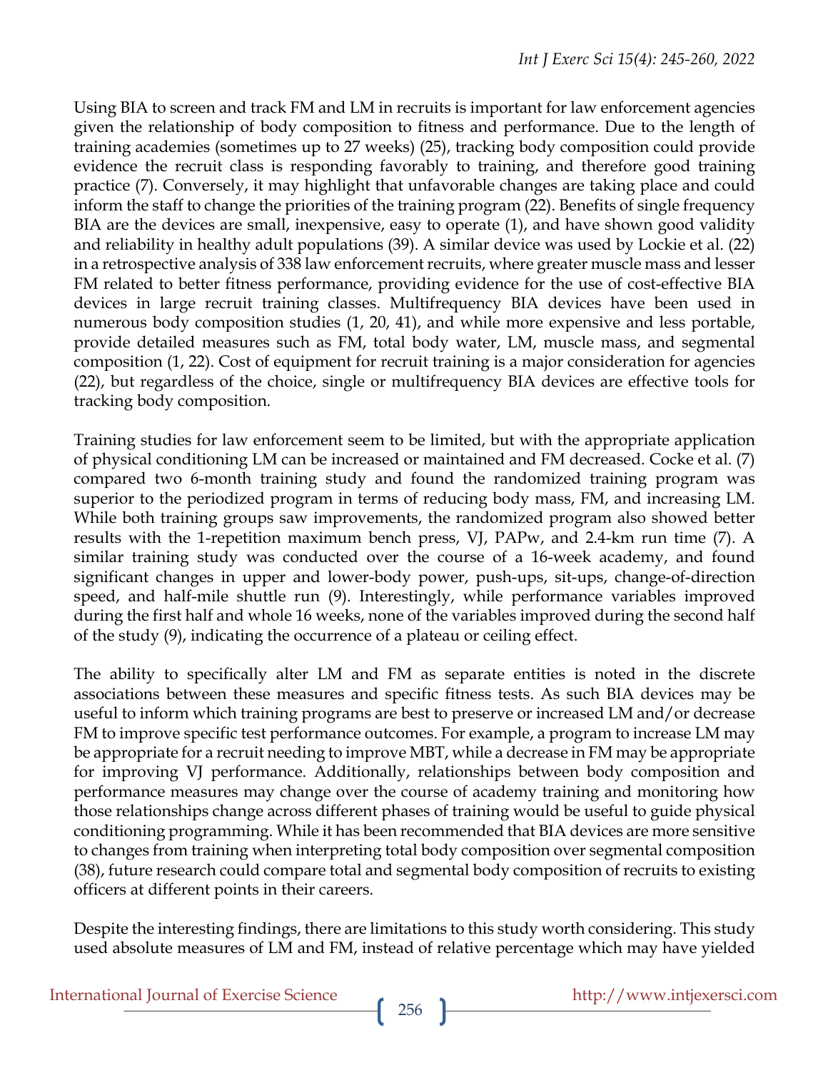Using BIA to screen and track FM and LM in recruits is important for law enforcement agencies given the relationship of body composition to fitness and performance. Due to the length of training academies (sometimes up to 27 weeks) (25), tracking body composition could provide evidence the recruit class is responding favorably to training, and therefore good training practice (7). Conversely, it may highlight that unfavorable changes are taking place and could inform the staff to change the priorities of the training program (22). Benefits of single frequency BIA are the devices are small, inexpensive, easy to operate (1), and have shown good validity and reliability in healthy adult populations (39). A similar device was used by Lockie et al. (22) in a retrospective analysis of 338 law enforcement recruits, where greater muscle mass and lesser FM related to better fitness performance, providing evidence for the use of cost-effective BIA devices in large recruit training classes. Multifrequency BIA devices have been used in numerous body composition studies (1, 20, 41), and while more expensive and less portable, provide detailed measures such as FM, total body water, LM, muscle mass, and segmental composition (1, 22). Cost of equipment for recruit training is a major consideration for agencies (22), but regardless of the choice, single or multifrequency BIA devices are effective tools for tracking body composition.

Training studies for law enforcement seem to be limited, but with the appropriate application of physical conditioning LM can be increased or maintained and FM decreased. Cocke et al. (7) compared two 6-month training study and found the randomized training program was superior to the periodized program in terms of reducing body mass, FM, and increasing LM. While both training groups saw improvements, the randomized program also showed better results with the 1-repetition maximum bench press, VJ, PAPw, and 2.4-km run time (7). A similar training study was conducted over the course of a 16-week academy, and found significant changes in upper and lower-body power, push-ups, sit-ups, change-of-direction speed, and half-mile shuttle run (9). Interestingly, while performance variables improved during the first half and whole 16 weeks, none of the variables improved during the second half of the study (9), indicating the occurrence of a plateau or ceiling effect.

The ability to specifically alter LM and FM as separate entities is noted in the discrete associations between these measures and specific fitness tests. As such BIA devices may be useful to inform which training programs are best to preserve or increased LM and/or decrease FM to improve specific test performance outcomes. For example, a program to increase LM may be appropriate for a recruit needing to improve MBT, while a decrease in FM may be appropriate for improving VJ performance. Additionally, relationships between body composition and performance measures may change over the course of academy training and monitoring how those relationships change across different phases of training would be useful to guide physical conditioning programming. While it has been recommended that BIA devices are more sensitive to changes from training when interpreting total body composition over segmental composition (38), future research could compare total and segmental body composition of recruits to existing officers at different points in their careers.

Despite the interesting findings, there are limitations to this study worth considering. This study used absolute measures of LM and FM, instead of relative percentage which may have yielded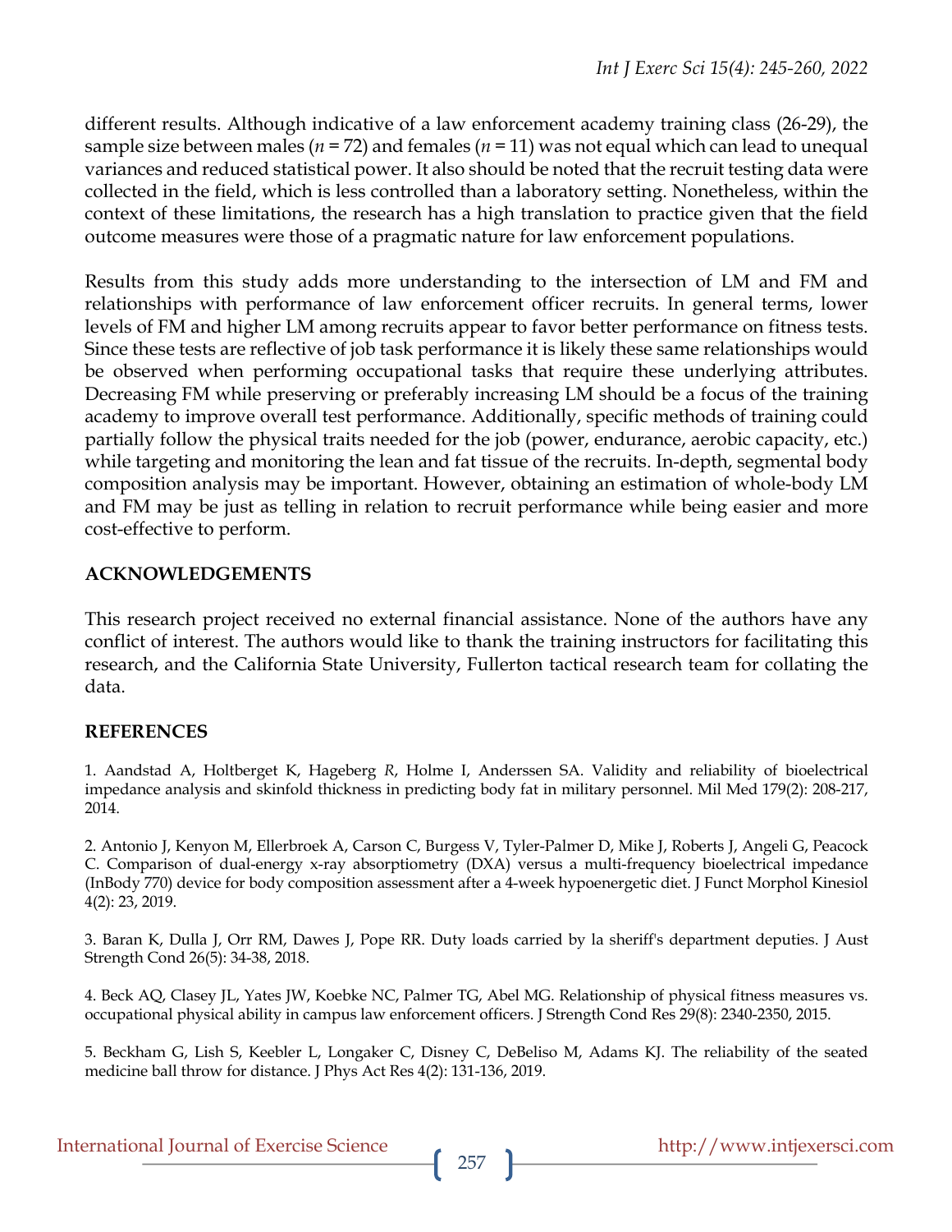different results. Although indicative of a law enforcement academy training class (26-29), the sample size between males ($n$ = 72) and females ($n$ = 11) was not equal which can lead to unequal variances and reduced statistical power. It also should be noted that the recruit testing data were collected in the field, which is less controlled than a laboratory setting. Nonetheless, within the context of these limitations, the research has a high translation to practice given that the field outcome measures were those of a pragmatic nature for law enforcement populations.

Results from this study adds more understanding to the intersection of LM and FM and relationships with performance of law enforcement officer recruits. In general terms, lower levels of FM and higher LM among recruits appear to favor better performance on fitness tests. Since these tests are reflective of job task performance it is likely these same relationships would be observed when performing occupational tasks that require these underlying attributes. Decreasing FM while preserving or preferably increasing LM should be a focus of the training academy to improve overall test performance. Additionally, specific methods of training could partially follow the physical traits needed for the job (power, endurance, aerobic capacity, etc.) while targeting and monitoring the lean and fat tissue of the recruits. In-depth, segmental body composition analysis may be important. However, obtaining an estimation of whole-body LM and FM may be just as telling in relation to recruit performance while being easier and more cost-effective to perform.

## ACKNOWLEDGEMENTS

This research project received no external financial assistance. None of the authors have any conflict of interest. The authors would like to thank the training instructors for facilitating this research, and the California State University, Fullerton tactical research team for collating the data.

## REFERENCES

1. Aandstad A, Holtberget K, Hageberg *R*, Holme I, Anderssen SA. Validity and reliability of bioelectrical impedance analysis and skinfold thickness in predicting body fat in military personnel. Mil Med 179(2): 208-217, 2014.

2. Antonio J, Kenyon M, Ellerbroek A, Carson C, Burgess V, Tyler-Palmer D, Mike J, Roberts J, Angeli G, Peacock C. Comparison of dual-energy x-ray absorptiometry (DXA) versus a multi-frequency bioelectrical impedance (InBody 770) device for body composition assessment after a 4-week hypoenergetic diet. J Funct Morphol Kinesiol 4(2): 23, 2019.

3. Baran K, Dulla J, Orr RM, Dawes J, Pope RR. Duty loads carried by la sheriff's department deputies. J Aust Strength Cond 26(5): 34-38, 2018.

4. Beck AQ, Clasey JL, Yates JW, Koebke NC, Palmer TG, Abel MG. Relationship of physical fitness measures vs. occupational physical ability in campus law enforcement officers. J Strength Cond Res 29(8): 2340-2350, 2015.

5. Beckham G, Lish S, Keebler L, Longaker C, Disney C, DeBeliso M, Adams KJ. The reliability of the seated medicine ball throw for distance. J Phys Act Res 4(2): 131-136, 2019.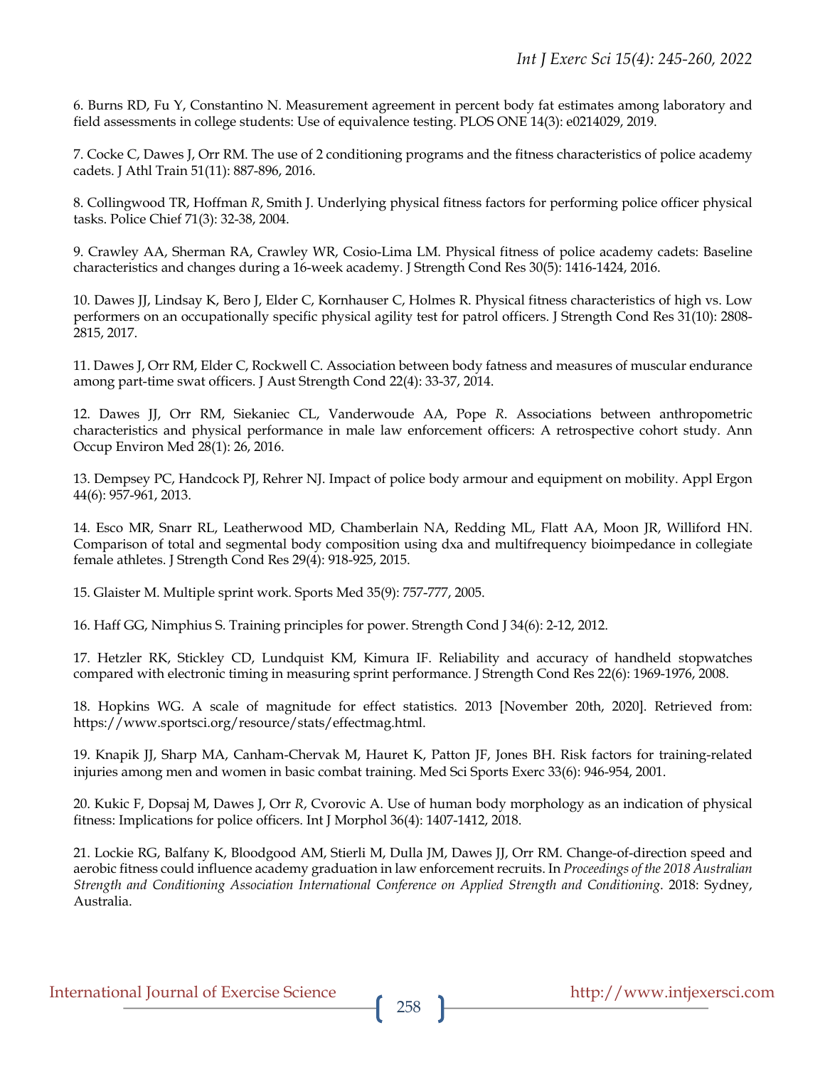6. Burns RD, Fu Y, Constantino N. Measurement agreement in percent body fat estimates among laboratory and field assessments in college students: Use of equivalence testing. PLOS ONE 14(3): e0214029, 2019.

7. Cocke C, Dawes J, Orr RM. The use of 2 conditioning programs and the fitness characteristics of police academy cadets. J Athl Train 51(11): 887-896, 2016.

8. Collingwood TR, Hoffman *R*, Smith J. Underlying physical fitness factors for performing police officer physical tasks. Police Chief 71(3): 32-38, 2004.

9. Crawley AA, Sherman RA, Crawley WR, Cosio-Lima LM. Physical fitness of police academy cadets: Baseline characteristics and changes during a 16-week academy. J Strength Cond Res 30(5): 1416-1424, 2016.

10. Dawes JJ, Lindsay K, Bero J, Elder C, Kornhauser C, Holmes R. Physical fitness characteristics of high vs. Low performers on an occupationally specific physical agility test for patrol officers. J Strength Cond Res 31(10): 2808-2815, 2017.

11. Dawes J, Orr RM, Elder C, Rockwell C. Association between body fatness and measures of muscular endurance among part-time swat officers. J Aust Strength Cond 22(4): 33-37, 2014.

12. Dawes JJ, Orr RM, Siekaniec CL, Vanderwoude AA, Pope *R*. Associations between anthropometric characteristics and physical performance in male law enforcement officers: A retrospective cohort study. Ann Occup Environ Med 28(1): 26, 2016.

13. Dempsey PC, Handcock PJ, Rehrer NJ. Impact of police body armour and equipment on mobility. Appl Ergon 44(6): 957-961, 2013.

14. Esco MR, Snarr RL, Leatherwood MD, Chamberlain NA, Redding ML, Flatt AA, Moon JR, Williford HN. Comparison of total and segmental body composition using dxa and multifrequency bioimpedance in collegiate female athletes. J Strength Cond Res 29(4): 918-925, 2015.

15. Glaister M. Multiple sprint work. Sports Med 35(9): 757-777, 2005.

16. Haff GG, Nimphius S. Training principles for power. Strength Cond J 34(6): 2-12, 2012.

17. Hetzler RK, Stickley CD, Lundquist KM, Kimura IF. Reliability and accuracy of handheld stopwatches compared with electronic timing in measuring sprint performance. J Strength Cond Res 22(6): 1969-1976, 2008.

18. Hopkins WG. A scale of magnitude for effect statistics. 2013 [November 20th, 2020]. Retrieved from: https://www.sportsci.org/resource/stats/effectmag.html.

19. Knapik JJ, Sharp MA, Canham-Chervak M, Hauret K, Patton JF, Jones BH. Risk factors for training-related injuries among men and women in basic combat training. Med Sci Sports Exerc 33(6): 946-954, 2001.

20. Kukic F, Dopsaj M, Dawes J, Orr *R*, Cvorovic A. Use of human body morphology as an indication of physical fitness: Implications for police officers. Int J Morphol 36(4): 1407-1412, 2018.

21. Lockie RG, Balfany K, Bloodgood AM, Stierli M, Dulla JM, Dawes JJ, Orr RM. Change-of-direction speed and aerobic fitness could influence academy graduation in law enforcement recruits. In *Proceedings of the 2018 Australian Strength and Conditioning Association International Conference on Applied Strength and Conditioning*. 2018: Sydney, Australia.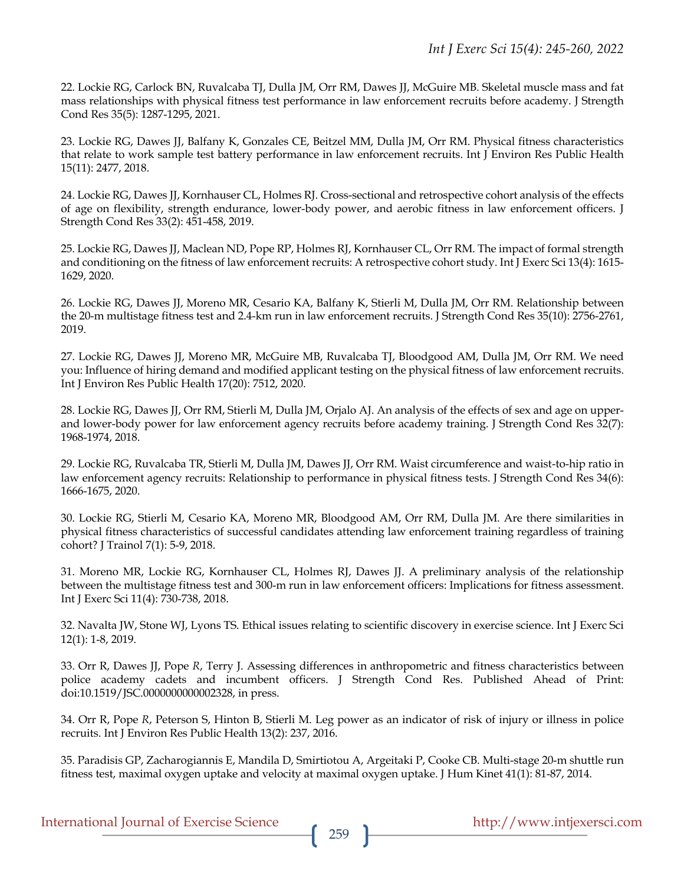22. Lockie RG, Carlock BN, Ruvalcaba TJ, Dulla JM, Orr RM, Dawes JJ, McGuire MB. Skeletal muscle mass and fat mass relationships with physical fitness test performance in law enforcement recruits before academy. J Strength Cond Res 35(5): 1287-1295, 2021.

23. Lockie RG, Dawes JJ, Balfany K, Gonzales CE, Beitzel MM, Dulla JM, Orr RM. Physical fitness characteristics that relate to work sample test battery performance in law enforcement recruits. Int J Environ Res Public Health 15(11): 2477, 2018.

24. Lockie RG, Dawes JJ, Kornhauser CL, Holmes RJ. Cross-sectional and retrospective cohort analysis of the effects of age on flexibility, strength endurance, lower-body power, and aerobic fitness in law enforcement officers. J Strength Cond Res 33(2): 451-458, 2019.

25. Lockie RG, Dawes JJ, Maclean ND, Pope RP, Holmes RJ, Kornhauser CL, Orr RM. The impact of formal strength and conditioning on the fitness of law enforcement recruits: A retrospective cohort study. Int J Exerc Sci 13(4): 1615-1629, 2020.

26. Lockie RG, Dawes JJ, Moreno MR, Cesario KA, Balfany K, Stierli M, Dulla JM, Orr RM. Relationship between the 20-m multistage fitness test and 2.4-km run in law enforcement recruits. J Strength Cond Res 35(10): 2756-2761, 2019.

27. Lockie RG, Dawes JJ, Moreno MR, McGuire MB, Ruvalcaba TJ, Bloodgood AM, Dulla JM, Orr RM. We need you: Influence of hiring demand and modified applicant testing on the physical fitness of law enforcement recruits. Int J Environ Res Public Health 17(20): 7512, 2020.

28. Lockie RG, Dawes JJ, Orr RM, Stierli M, Dulla JM, Orjalo AJ. An analysis of the effects of sex and age on upper- and lower-body power for law enforcement agency recruits before academy training. J Strength Cond Res 32(7): 1968-1974, 2018.

29. Lockie RG, Ruvalcaba TR, Stierli M, Dulla JM, Dawes JJ, Orr RM. Waist circumference and waist-to-hip ratio in law enforcement agency recruits: Relationship to performance in physical fitness tests. J Strength Cond Res 34(6): 1666-1675, 2020.

30. Lockie RG, Stierli M, Cesario KA, Moreno MR, Bloodgood AM, Orr RM, Dulla JM. Are there similarities in physical fitness characteristics of successful candidates attending law enforcement training regardless of training cohort? J Trainol 7(1): 5-9, 2018.

31. Moreno MR, Lockie RG, Kornhauser CL, Holmes RJ, Dawes JJ. A preliminary analysis of the relationship between the multistage fitness test and 300-m run in law enforcement officers: Implications for fitness assessment. Int J Exerc Sci 11(4): 730-738, 2018.

32. Navalta JW, Stone WJ, Lyons TS. Ethical issues relating to scientific discovery in exercise science. Int J Exerc Sci 12(1): 1-8, 2019.

33. Orr R, Dawes JJ, Pope *R*, Terry J. Assessing differences in anthropometric and fitness characteristics between police academy cadets and incumbent officers. J Strength Cond Res. Published Ahead of Print: doi:10.1519/JSC.0000000000002328, in press.

34. Orr R, Pope *R*, Peterson S, Hinton B, Stierli M. Leg power as an indicator of risk of injury or illness in police recruits. Int J Environ Res Public Health 13(2): 237, 2016.

35. Paradisis GP, Zacharogiannis E, Mandila D, Smirtiotou A, Argeitaki P, Cooke CB. Multi-stage 20-m shuttle run fitness test, maximal oxygen uptake and velocity at maximal oxygen uptake. J Hum Kinet 41(1): 81-87, 2014.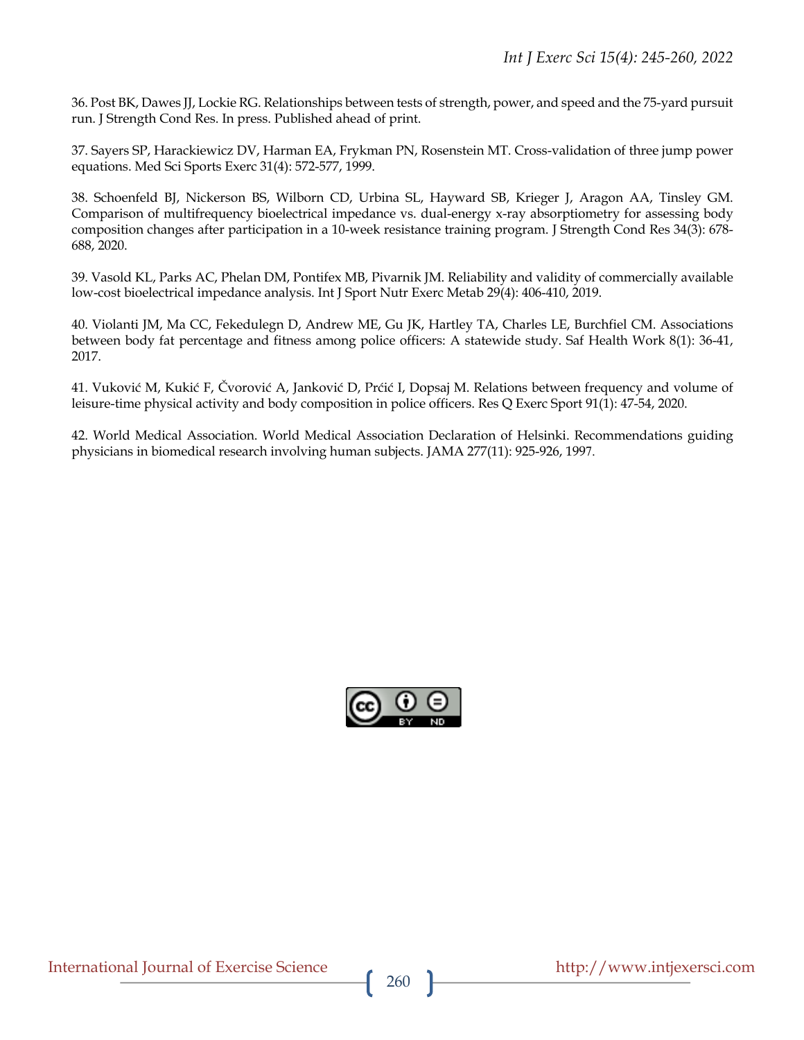36. Post BK, Dawes JJ, Lockie RG. Relationships between tests of strength, power, and speed and the 75-yard pursuit run. J Strength Cond Res. In press. Published ahead of print.

37. Sayers SP, Harackiewicz DV, Harman EA, Frykman PN, Rosenstein MT. Cross-validation of three jump power equations. Med Sci Sports Exerc 31(4): 572-577, 1999.

38. Schoenfeld BJ, Nickerson BS, Wilborn CD, Urbina SL, Hayward SB, Krieger J, Aragon AA, Tinsley GM. Comparison of multifrequency bioelectrical impedance vs. dual-energy x-ray absorptiometry for assessing body composition changes after participation in a 10-week resistance training program. J Strength Cond Res 34(3): 678-688, 2020.

39. Vasold KL, Parks AC, Phelan DM, Pontifex MB, Pivarnik JM. Reliability and validity of commercially available low-cost bioelectrical impedance analysis. Int J Sport Nutr Exerc Metab 29(4): 406-410, 2019.

40. Violanti JM, Ma CC, Fekedulegn D, Andrew ME, Gu JK, Hartley TA, Charles LE, Burchfiel CM. Associations between body fat percentage and fitness among police officers: A statewide study. Saf Health Work 8(1): 36-41, 2017.

41. Vuković M, Kukić F, Čvorović A, Janković D, Prćić I, Dopsaj M. Relations between frequency and volume of leisure-time physical activity and body composition in police officers. Res Q Exerc Sport 91(1): 47-54, 2020.

42. World Medical Association. World Medical Association Declaration of Helsinki. Recommendations guiding physicians in biomedical research involving human subjects. JAMA 277(11): 925-926, 1997.